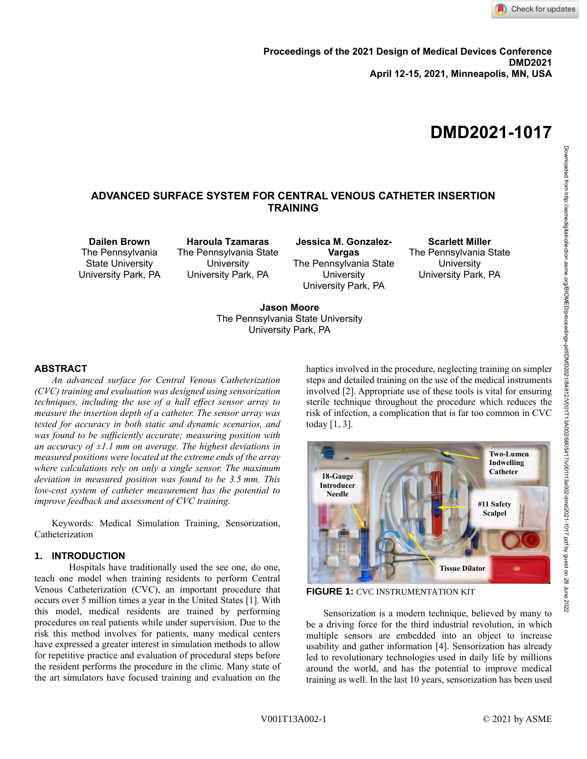Proceedings of the 2021 Design of Medical Devices Conference
DMD2021
April 12-15, 2021, Minneapolis, MN, USA

# DMD2021-1017

## ADVANCED SURFACE SYSTEM FOR CENTRAL VENOUS CATHETER INSERTION TRAINING

**Dailen Brown**
The Pennsylvania State University
University Park, PA

**Haroula Tzamaras**
The Pennsylvania State University
University Park, PA

**Jessica M. Gonzalez-Vargas**
The Pennsylvania State University
University Park, PA

**Scarlett Miller**
The Pennsylvania State University
University Park, PA

**Jason Moore**
The Pennsylvania State University
University Park, PA

## ABSTRACT

*An advanced surface for Central Venous Catheterization (CVC) training and evaluation was designed using sensorization techniques, including the use of a hall effect sensor array to measure the insertion depth of a catheter. The sensor array was tested for accuracy in both static and dynamic scenarios, and was found to be sufficiently accurate; measuring position with an accuracy of ±1.1 mm on average. The highest deviations in measured positions were located at the extreme ends of the array where calculations rely on only a single sensor. The maximum deviation in measured position was found to be 3.5 mm. This low-cost system of catheter measurement has the potential to improve feedback and assessment of CVC training.*

Keywords: Medical Simulation Training, Sensorization, Catheterization

## 1. INTRODUCTION

Hospitals have traditionally used the see one, do one, teach one model when training residents to perform Central Venous Catheterization (CVC), an important procedure that occurs over 5 million times a year in the United States [1]. With this model, medical residents are trained by performing procedures on real patients while under supervision. Due to the risk this method involves for patients, many medical centers have expressed a greater interest in simulation methods to allow for repetitive practice and evaluation of procedural steps before the resident performs the procedure in the clinic. Many state of the art simulators have focused training and evaluation on the haptics involved in the procedure, neglecting training on simpler steps and detailed training on the use of the medical instruments involved [2]. Appropriate use of these tools is vital for ensuring sterile technique throughout the procedure which reduces the risk of infection, a complication that is far too common in CVC today [1, 3].

**FIGURE 1:** CVC INSTRUMENTATION KIT

Sensorization is a modern technique, believed by many to be a driving force for the third industrial revolution, in which multiple sensors are embedded into an object to increase usability and gather information [4]. Sensorization has already led to revolutionary technologies used in daily life by millions around the world, and has the potential to improve medical training as well. In the last 10 years, sensorization has been used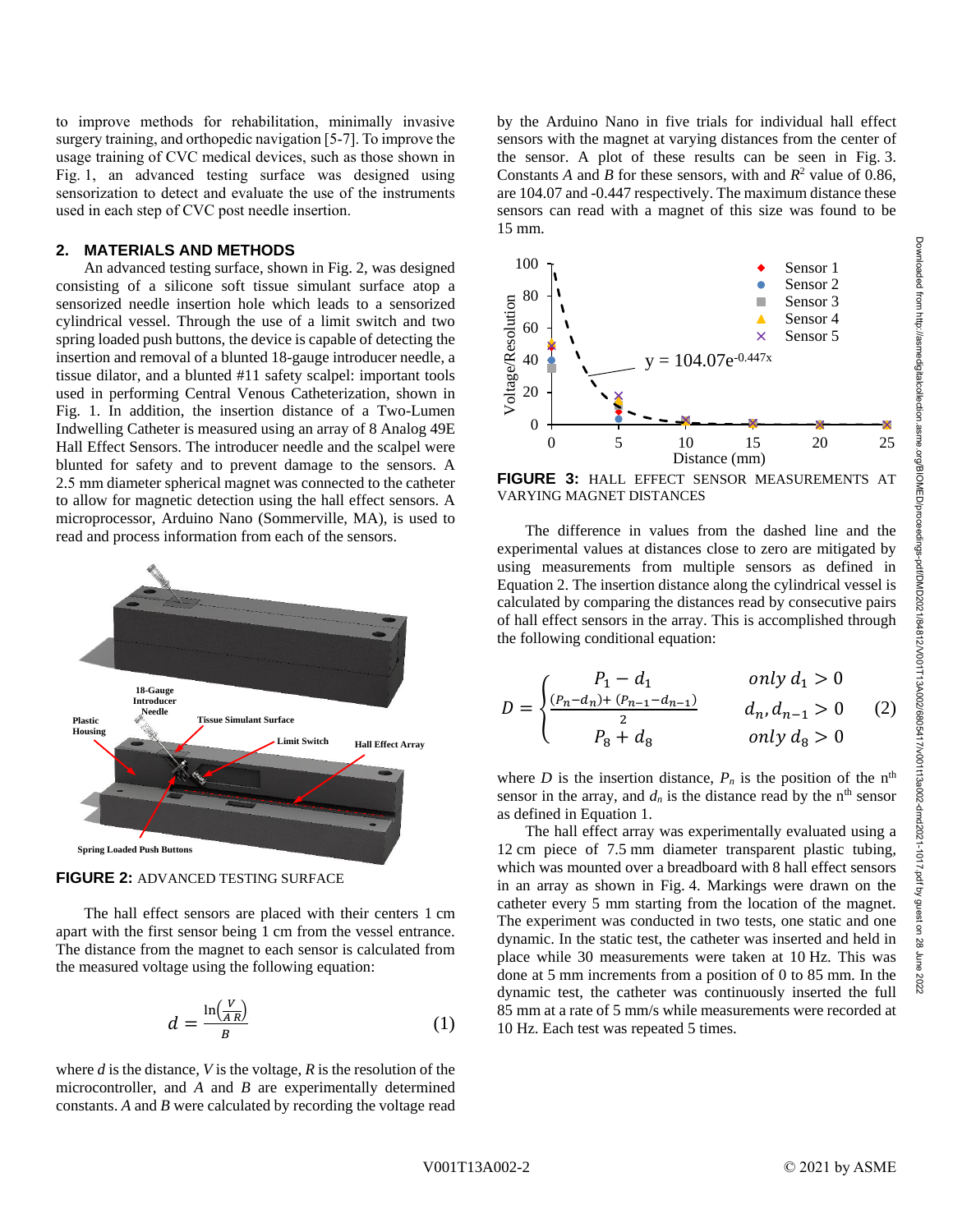to improve methods for rehabilitation, minimally invasive surgery training, and orthopedic navigation [5-7]. To improve the usage training of CVC medical devices, such as those shown in Fig. 1, an advanced testing surface was designed using sensorization to detect and evaluate the use of the instruments used in each step of CVC post needle insertion.

## 2. MATERIALS AND METHODS

An advanced testing surface, shown in Fig. 2, was designed consisting of a silicone soft tissue simulant surface atop a sensorized needle insertion hole which leads to a sensorized cylindrical vessel. Through the use of a limit switch and two spring loaded push buttons, the device is capable of detecting the insertion and removal of a blunted 18-gauge introducer needle, a tissue dilator, and a blunted #11 safety scalpel: important tools used in performing Central Venous Catheterization, shown in Fig. 1. In addition, the insertion distance of a Two-Lumen Indwelling Catheter is measured using an array of 8 Analog 49E Hall Effect Sensors. The introducer needle and the scalpel were blunted for safety and to prevent damage to the sensors. A 2.5 mm diameter spherical magnet was connected to the catheter to allow for magnetic detection using the hall effect sensors. A microprocessor, Arduino Nano (Sommerville, MA), is used to read and process information from each of the sensors.

**FIGURE 2:** ADVANCED TESTING SURFACE

The hall effect sensors are placed with their centers 1 cm apart with the first sensor being 1 cm from the vessel entrance. The distance from the magnet to each sensor is calculated from the measured voltage using the following equation:

$$d = \frac{\ln\left(\frac{V}{A\,R}\right)}{B} \tag{1}$$

where $d$ is the distance, $V$ is the voltage, $R$ is the resolution of the microcontroller, and $A$ and $B$ are experimentally determined constants. $A$ and $B$ were calculated by recording the voltage read by the Arduino Nano in five trials for individual hall effect sensors with the magnet at varying distances from the center of the sensor. A plot of these results can be seen in Fig. 3. Constants $A$ and $B$ for these sensors, with and $R^2$ value of 0.86, are 104.07 and -0.447 respectively. The maximum distance these sensors can read with a magnet of this size was found to be 15 mm.

**FIGURE 3:** HALL EFFECT SENSOR MEASUREMENTS AT VARYING MAGNET DISTANCES

The difference in values from the dashed line and the experimental values at distances close to zero are mitigated by using measurements from multiple sensors as defined in Equation 2. The insertion distance along the cylindrical vessel is calculated by comparing the distances read by consecutive pairs of hall effect sensors in the array. This is accomplished through the following conditional equation:

$$D = \begin{cases} P_1 - d_1 & only\ d_1 > 0 \\ \frac{(P_n - d_n) + (P_{n-1} - d_{n-1})}{2} & d_n, d_{n-1} > 0 \\ P_8 + d_8 & only\ d_8 > 0 \end{cases} \tag{2}$$

where $D$ is the insertion distance, $P_n$ is the position of the n[th] sensor in the array, and $d_n$ is the distance read by the n[th] sensor as defined in Equation 1.

The hall effect array was experimentally evaluated using a 12 cm piece of 7.5 mm diameter transparent plastic tubing, which was mounted over a breadboard with 8 hall effect sensors in an array as shown in Fig. 4. Markings were drawn on the catheter every 5 mm starting from the location of the magnet. The experiment was conducted in two tests, one static and one dynamic. In the static test, the catheter was inserted and held in place while 30 measurements were taken at 10 Hz. This was done at 5 mm increments from a position of 0 to 85 mm. In the dynamic test, the catheter was continuously inserted the full 85 mm at a rate of 5 mm/s while measurements were recorded at 10 Hz. Each test was repeated 5 times.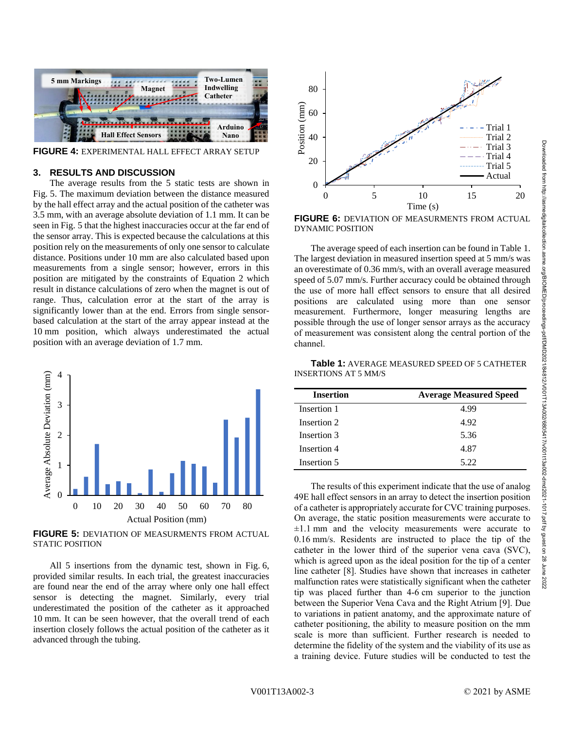FIGURE 4: EXPERIMENTAL HALL EFFECT ARRAY SETUP

## 3. RESULTS AND DISCUSSION

The average results from the 5 static tests are shown in Fig. 5. The maximum deviation between the distance measured by the hall effect array and the actual position of the catheter was 3.5 mm, with an average absolute deviation of 1.1 mm. It can be seen in Fig. 5 that the highest inaccuracies occur at the far end of the sensor array. This is expected because the calculations at this position rely on the measurements of only one sensor to calculate distance. Positions under 10 mm are also calculated based upon measurements from a single sensor; however, errors in this position are mitigated by the constraints of Equation 2 which result in distance calculations of zero when the magnet is out of range. Thus, calculation error at the start of the array is significantly lower than at the end. Errors from single sensor-based calculation at the start of the array appear instead at the 10 mm position, which always underestimated the actual position with an average deviation of 1.7 mm.

FIGURE 5: DEVIATION OF MEASUREMENTS FROM ACTUAL STATIC POSITION

All 5 insertions from the dynamic test, shown in Fig. 6, provided similar results. In each trial, the greatest inaccuracies are found near the end of the array where only one hall effect sensor is detecting the magnet. Similarly, every trial underestimated the position of the catheter as it approached 10 mm. It can be seen however, that the overall trend of each insertion closely follows the actual position of the catheter as it advanced through the tubing.

FIGURE 6: DEVIATION OF MEASUREMENTS FROM ACTUAL DYNAMIC POSITION

The average speed of each insertion can be found in Table 1. The largest deviation in measured insertion speed at 5 mm/s was an overestimate of 0.36 mm/s, with an overall average measured speed of 5.07 mm/s. Further accuracy could be obtained through the use of more hall effect sensors to ensure that all desired positions are calculated using more than one sensor measurement. Furthermore, longer measuring lengths are possible through the use of longer sensor arrays as the accuracy of measurement was consistent along the central portion of the channel.

**Table 1:** AVERAGE MEASURED SPEED OF 5 CATHETER INSERTIONS AT 5 MM/S

| Insertion | Average Measured Speed |
|---|---|
| Insertion 1 | 4.99 |
| Insertion 2 | 4.92 |
| Insertion 3 | 5.36 |
| Insertion 4 | 4.87 |
| Insertion 5 | 5.22 |

The results of this experiment indicate that the use of analog 49E hall effect sensors in an array to detect the insertion position of a catheter is appropriately accurate for CVC training purposes. On average, the static position measurements were accurate to ±1.1 mm and the velocity measurements were accurate to 0.16 mm/s. Residents are instructed to place the tip of the catheter in the lower third of the superior vena cava (SVC), which is agreed upon as the ideal position for the tip of a center line catheter [8]. Studies have shown that increases in catheter malfunction rates were statistically significant when the catheter tip was placed further than 4-6 cm superior to the junction between the Superior Vena Cava and the Right Atrium [9]. Due to variations in patient anatomy, and the approximate nature of catheter positioning, the ability to measure position on the mm scale is more than sufficient. Further research is needed to determine the fidelity of the system and the viability of its use as a training device. Future studies will be conducted to test the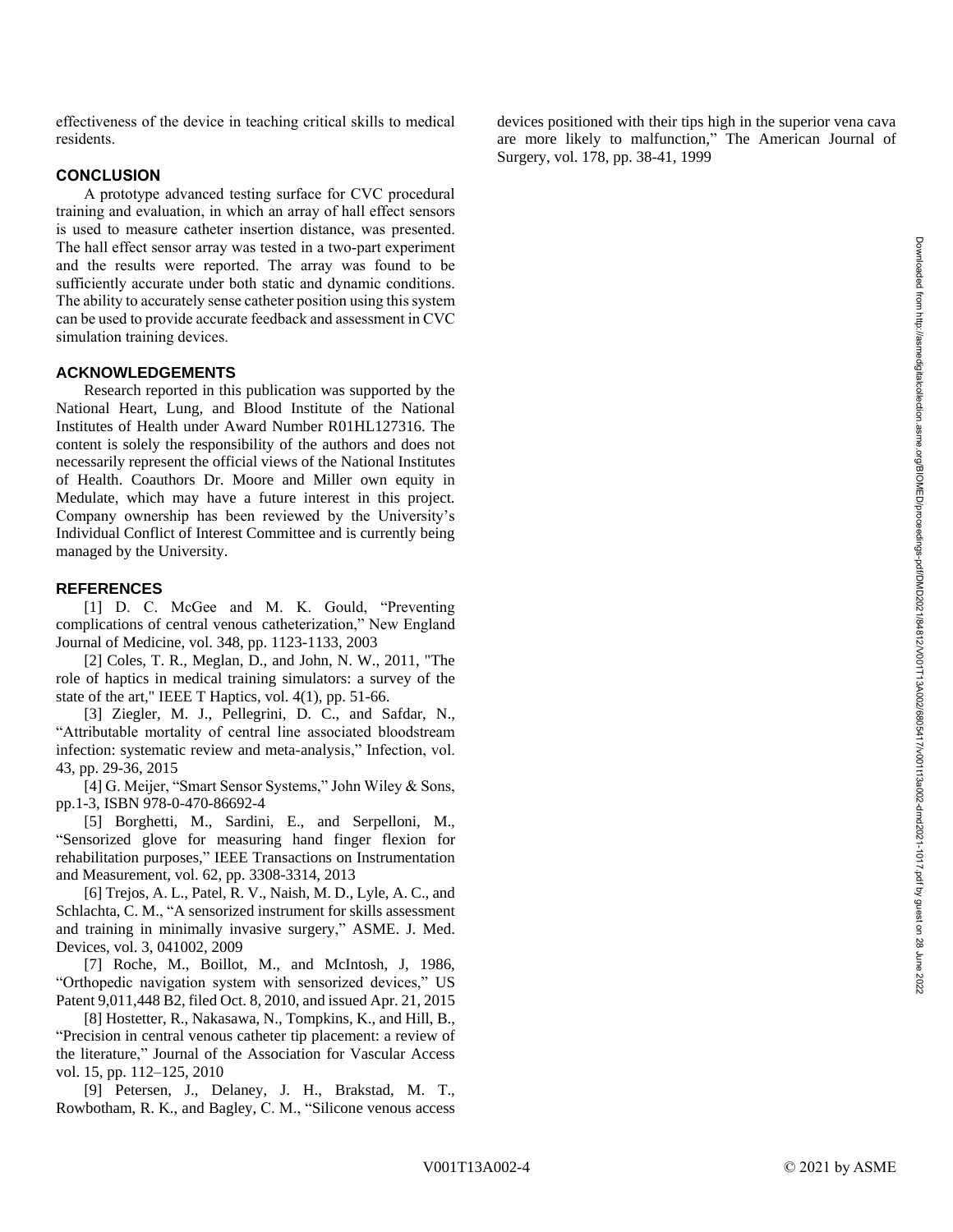effectiveness of the device in teaching critical skills to medical residents.

## CONCLUSION

A prototype advanced testing surface for CVC procedural training and evaluation, in which an array of hall effect sensors is used to measure catheter insertion distance, was presented. The hall effect sensor array was tested in a two-part experiment and the results were reported. The array was found to be sufficiently accurate under both static and dynamic conditions. The ability to accurately sense catheter position using this system can be used to provide accurate feedback and assessment in CVC simulation training devices.

## ACKNOWLEDGEMENTS

Research reported in this publication was supported by the National Heart, Lung, and Blood Institute of the National Institutes of Health under Award Number R01HL127316. The content is solely the responsibility of the authors and does not necessarily represent the official views of the National Institutes of Health. Coauthors Dr. Moore and Miller own equity in Medulate, which may have a future interest in this project. Company ownership has been reviewed by the University's Individual Conflict of Interest Committee and is currently being managed by the University.

## REFERENCES

[1] D. C. McGee and M. K. Gould, "Preventing complications of central venous catheterization," New England Journal of Medicine, vol. 348, pp. 1123-1133, 2003

[2] Coles, T. R., Meglan, D., and John, N. W., 2011, "The role of haptics in medical training simulators: a survey of the state of the art," IEEE T Haptics, vol. 4(1), pp. 51-66.

[3] Ziegler, M. J., Pellegrini, D. C., and Safdar, N., "Attributable mortality of central line associated bloodstream infection: systematic review and meta-analysis," Infection, vol. 43, pp. 29-36, 2015

[4] G. Meijer, "Smart Sensor Systems," John Wiley & Sons, pp.1-3, ISBN 978-0-470-86692-4

[5] Borghetti, M., Sardini, E., and Serpelloni, M., "Sensorized glove for measuring hand finger flexion for rehabilitation purposes," IEEE Transactions on Instrumentation and Measurement, vol. 62, pp. 3308-3314, 2013

[6] Trejos, A. L., Patel, R. V., Naish, M. D., Lyle, A. C., and Schlachta, C. M., "A sensorized instrument for skills assessment and training in minimally invasive surgery," ASME. J. Med. Devices, vol. 3, 041002, 2009

[7] Roche, M., Boillot, M., and McIntosh, J, 1986, "Orthopedic navigation system with sensorized devices," US Patent 9,011,448 B2, filed Oct. 8, 2010, and issued Apr. 21, 2015

[8] Hostetter, R., Nakasawa, N., Tompkins, K., and Hill, B., "Precision in central venous catheter tip placement: a review of the literature," Journal of the Association for Vascular Access vol. 15, pp. 112–125, 2010

[9] Petersen, J., Delaney, J. H., Brakstad, M. T., Rowbotham, R. K., and Bagley, C. M., "Silicone venous access devices positioned with their tips high in the superior vena cava are more likely to malfunction," The American Journal of Surgery, vol. 178, pp. 38-41, 1999